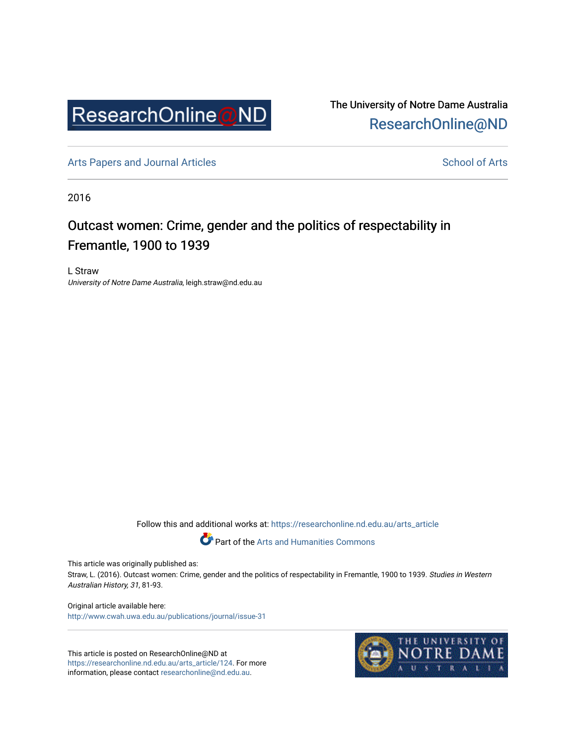ResearchOnline@ND

The University of Notre Dame Australia
ResearchOnline@ND

Arts Papers and Journal Articles

School of Arts

2016

# Outcast women: Crime, gender and the politics of respectability in Fremantle, 1900 to 1939

L Straw
*University of Notre Dame Australia*, leigh.straw@nd.edu.au

Follow this and additional works at: https://researchonline.nd.edu.au/arts_article

Part of the Arts and Humanities Commons

This article was originally published as:
Straw, L. (2016). Outcast women: Crime, gender and the politics of respectability in Fremantle, 1900 to 1939. *Studies in Western Australian History, 31*, 81-93.

Original article available here:
http://www.cwah.uwa.edu.au/publications/journal/issue-31

This article is posted on ResearchOnline@ND at https://researchonline.nd.edu.au/arts_article/124. For more information, please contact researchonline@nd.edu.au.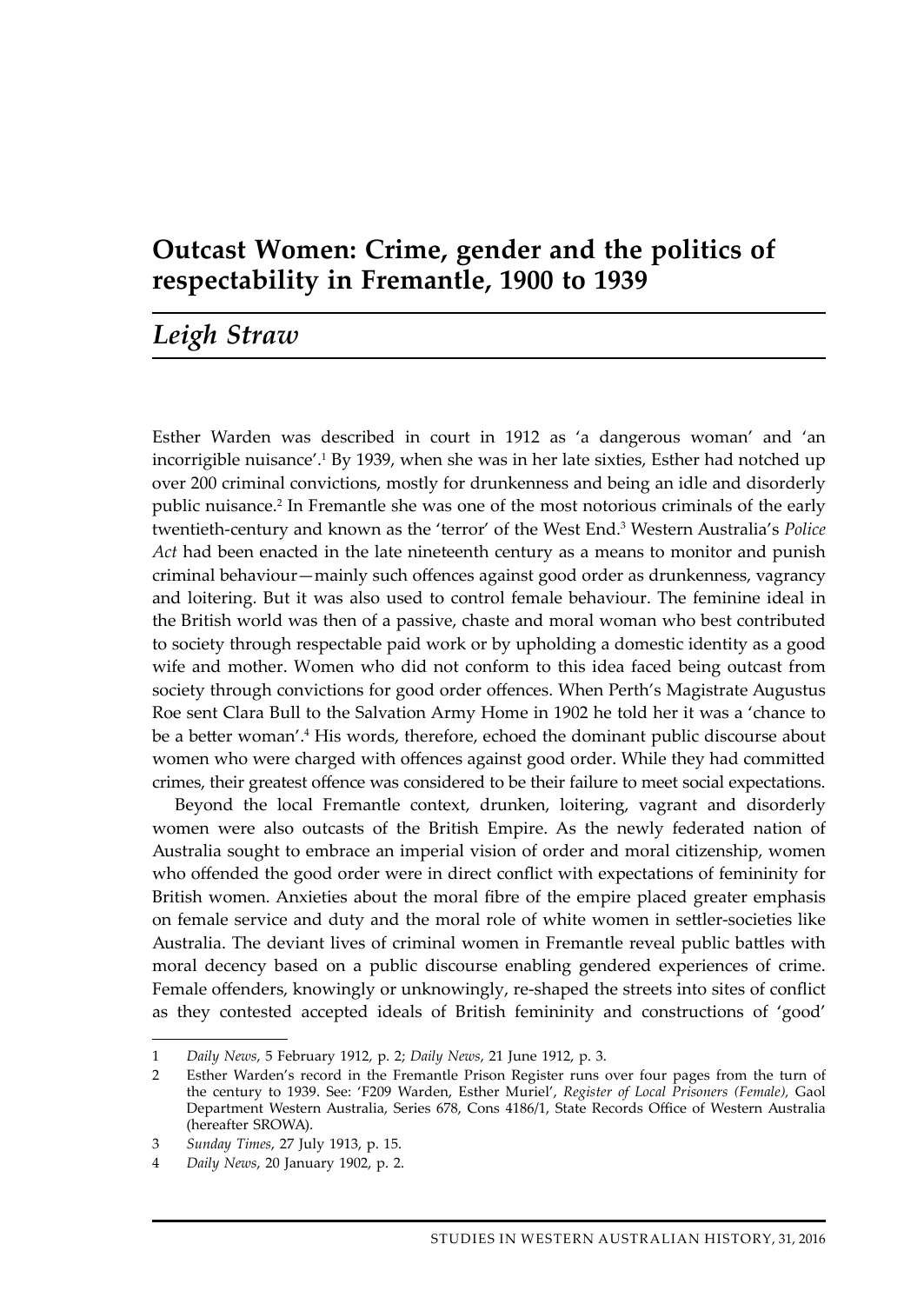# Outcast Women: Crime, gender and the politics of respectability in Fremantle, 1900 to 1939

## *Leigh Straw*

Esther Warden was described in court in 1912 as 'a dangerous woman' and 'an incorrigible nuisance'.[1] By 1939, when she was in her late sixties, Esther had notched up over 200 criminal convictions, mostly for drunkenness and being an idle and disorderly public nuisance.[2] In Fremantle she was one of the most notorious criminals of the early twentieth-century and known as the 'terror' of the West End.[3] Western Australia's *Police Act* had been enacted in the late nineteenth century as a means to monitor and punish criminal behaviour—mainly such offences against good order as drunkenness, vagrancy and loitering. But it was also used to control female behaviour. The feminine ideal in the British world was then of a passive, chaste and moral woman who best contributed to society through respectable paid work or by upholding a domestic identity as a good wife and mother. Women who did not conform to this idea faced being outcast from society through convictions for good order offences. When Perth's Magistrate Augustus Roe sent Clara Bull to the Salvation Army Home in 1902 he told her it was a 'chance to be a better woman'.[4] His words, therefore, echoed the dominant public discourse about women who were charged with offences against good order. While they had committed crimes, their greatest offence was considered to be their failure to meet social expectations.

Beyond the local Fremantle context, drunken, loitering, vagrant and disorderly women were also outcasts of the British Empire. As the newly federated nation of Australia sought to embrace an imperial vision of order and moral citizenship, women who offended the good order were in direct conflict with expectations of femininity for British women. Anxieties about the moral fibre of the empire placed greater emphasis on female service and duty and the moral role of white women in settler-societies like Australia. The deviant lives of criminal women in Fremantle reveal public battles with moral decency based on a public discourse enabling gendered experiences of crime. Female offenders, knowingly or unknowingly, re-shaped the streets into sites of conflict as they contested accepted ideals of British femininity and constructions of 'good'

---

1 *Daily News*, 5 February 1912, p. 2; *Daily News*, 21 June 1912, p. 3.

2 Esther Warden's record in the Fremantle Prison Register runs over four pages from the turn of the century to 1939. See: 'F209 Warden, Esther Muriel', *Register of Local Prisoners (Female),* Gaol Department Western Australia, Series 678, Cons 4186/1, State Records Office of Western Australia (hereafter SROWA).

3 *Sunday Times*, 27 July 1913, p. 15.

4 *Daily News*, 20 January 1902, p. 2.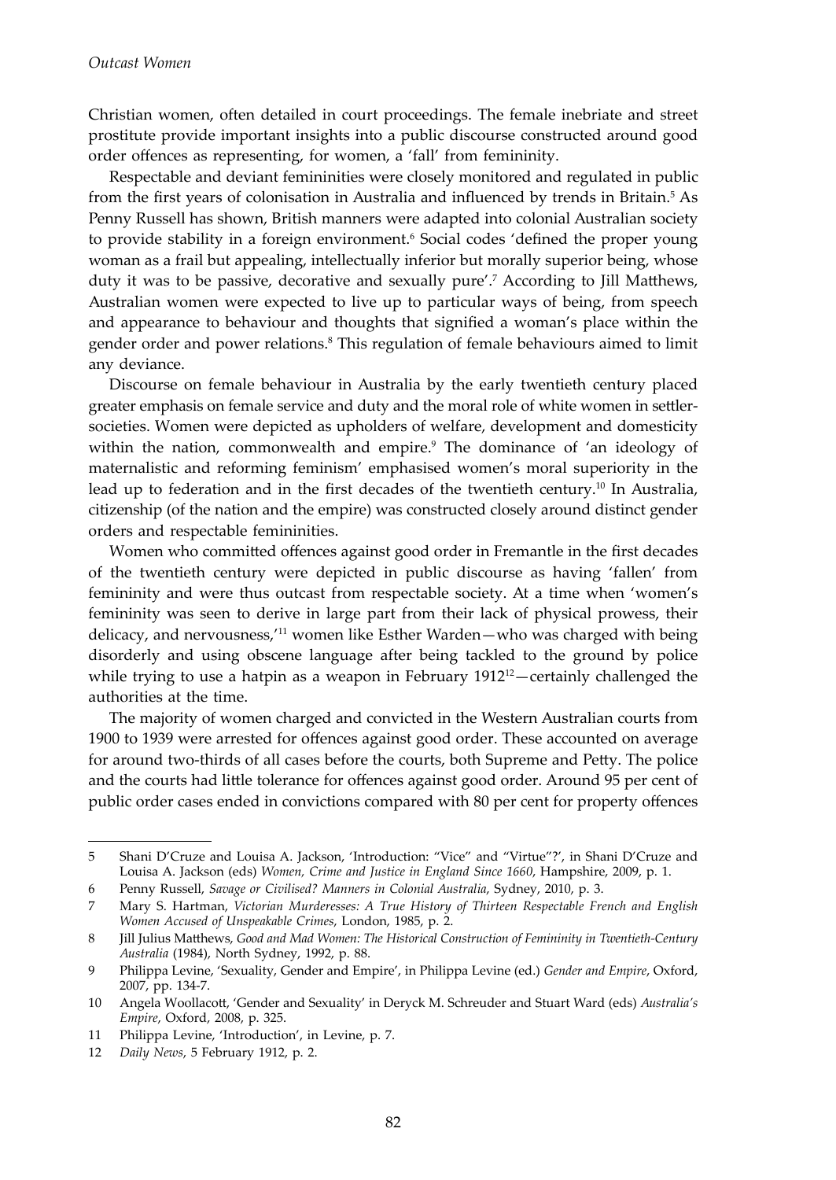Christian women, often detailed in court proceedings. The female inebriate and street prostitute provide important insights into a public discourse constructed around good order offences as representing, for women, a 'fall' from femininity.

Respectable and deviant femininities were closely monitored and regulated in public from the first years of colonisation in Australia and influenced by trends in Britain.[5] As Penny Russell has shown, British manners were adapted into colonial Australian society to provide stability in a foreign environment.[6] Social codes 'defined the proper young woman as a frail but appealing, intellectually inferior but morally superior being, whose duty it was to be passive, decorative and sexually pure'.[7] According to Jill Matthews, Australian women were expected to live up to particular ways of being, from speech and appearance to behaviour and thoughts that signified a woman's place within the gender order and power relations.[8] This regulation of female behaviours aimed to limit any deviance.

Discourse on female behaviour in Australia by the early twentieth century placed greater emphasis on female service and duty and the moral role of white women in settler-societies. Women were depicted as upholders of welfare, development and domesticity within the nation, commonwealth and empire.[9] The dominance of 'an ideology of maternalistic and reforming feminism' emphasised women's moral superiority in the lead up to federation and in the first decades of the twentieth century.[10] In Australia, citizenship (of the nation and the empire) was constructed closely around distinct gender orders and respectable femininities.

Women who committed offences against good order in Fremantle in the first decades of the twentieth century were depicted in public discourse as having 'fallen' from femininity and were thus outcast from respectable society. At a time when 'women's femininity was seen to derive in large part from their lack of physical prowess, their delicacy, and nervousness,'[11] women like Esther Warden—who was charged with being disorderly and using obscene language after being tackled to the ground by police while trying to use a hatpin as a weapon in February 1912[12]—certainly challenged the authorities at the time.

The majority of women charged and convicted in the Western Australian courts from 1900 to 1939 were arrested for offences against good order. These accounted on average for around two-thirds of all cases before the courts, both Supreme and Petty. The police and the courts had little tolerance for offences against good order. Around 95 per cent of public order cases ended in convictions compared with 80 per cent for property offences

---

5 Shani D'Cruze and Louisa A. Jackson, 'Introduction: "Vice" and "Virtue"?', in Shani D'Cruze and Louisa A. Jackson (eds) *Women, Crime and Justice in England Since 1660*, Hampshire, 2009, p. 1.

6 Penny Russell, *Savage or Civilised? Manners in Colonial Australia*, Sydney, 2010, p. 3.

7 Mary S. Hartman, *Victorian Murderesses: A True History of Thirteen Respectable French and English Women Accused of Unspeakable Crimes*, London, 1985, p. 2.

8 Jill Julius Matthews, *Good and Mad Women: The Historical Construction of Femininity in Twentieth-Century Australia* (1984), North Sydney, 1992, p. 88.

9 Philippa Levine, 'Sexuality, Gender and Empire', in Philippa Levine (ed.) *Gender and Empire*, Oxford, 2007, pp. 134-7.

10 Angela Woollacott, 'Gender and Sexuality' in Deryck M. Schreuder and Stuart Ward (eds) *Australia's Empire*, Oxford, 2008, p. 325.

11 Philippa Levine, 'Introduction', in Levine, p. 7.

12 *Daily News*, 5 February 1912, p. 2.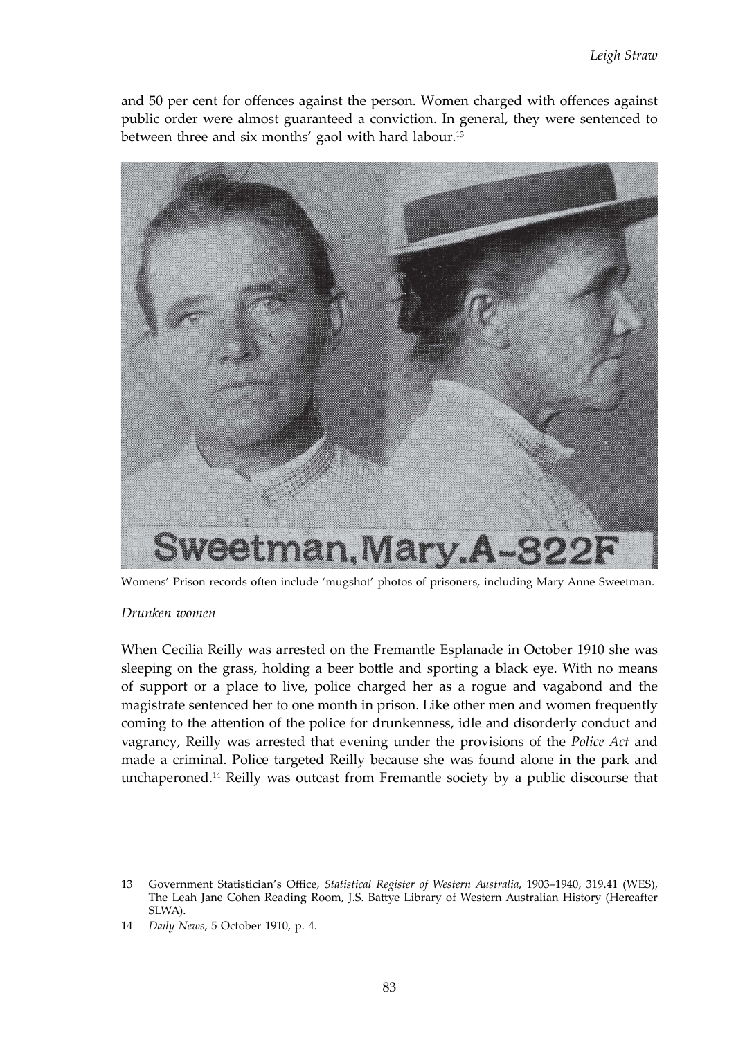and 50 per cent for offences against the person. Women charged with offences against public order were almost guaranteed a conviction. In general, they were sentenced to between three and six months' gaol with hard labour.[13]

Womens' Prison records often include 'mugshot' photos of prisoners, including Mary Anne Sweetman.

*Drunken women*

When Cecilia Reilly was arrested on the Fremantle Esplanade in October 1910 she was sleeping on the grass, holding a beer bottle and sporting a black eye. With no means of support or a place to live, police charged her as a rogue and vagabond and the magistrate sentenced her to one month in prison. Like other men and women frequently coming to the attention of the police for drunkenness, idle and disorderly conduct and vagrancy, Reilly was arrested that evening under the provisions of the *Police Act* and made a criminal. Police targeted Reilly because she was found alone in the park and unchaperoned.[14] Reilly was outcast from Fremantle society by a public discourse that

---

13 Government Statistician's Office, *Statistical Register of Western Australia*, 1903–1940, 319.41 (WES), The Leah Jane Cohen Reading Room, J.S. Battye Library of Western Australian History (Hereafter SLWA).

14 *Daily News*, 5 October 1910, p. 4.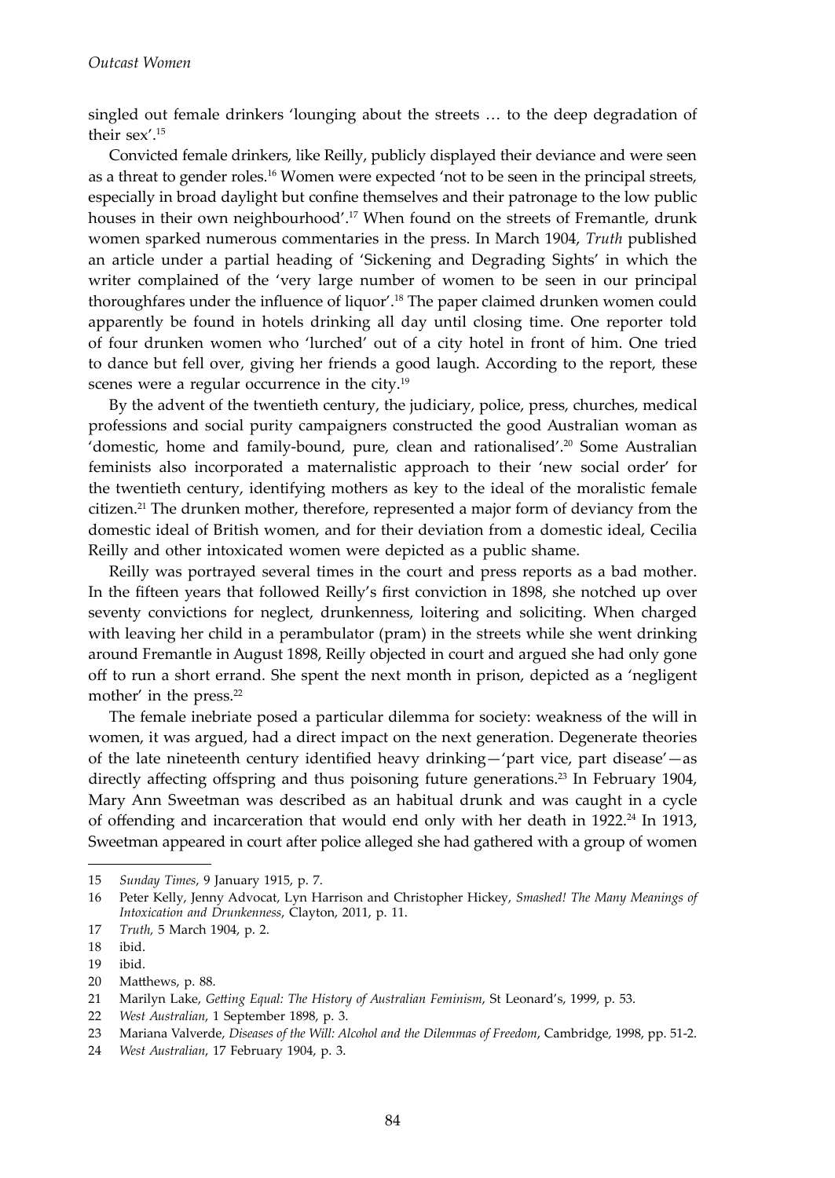singled out female drinkers 'lounging about the streets … to the deep degradation of their sex'.[15]

Convicted female drinkers, like Reilly, publicly displayed their deviance and were seen as a threat to gender roles.[16] Women were expected 'not to be seen in the principal streets, especially in broad daylight but confine themselves and their patronage to the low public houses in their own neighbourhood'.[17] When found on the streets of Fremantle, drunk women sparked numerous commentaries in the press. In March 1904, *Truth* published an article under a partial heading of 'Sickening and Degrading Sights' in which the writer complained of the 'very large number of women to be seen in our principal thoroughfares under the influence of liquor'.[18] The paper claimed drunken women could apparently be found in hotels drinking all day until closing time. One reporter told of four drunken women who 'lurched' out of a city hotel in front of him. One tried to dance but fell over, giving her friends a good laugh. According to the report, these scenes were a regular occurrence in the city.[19]

By the advent of the twentieth century, the judiciary, police, press, churches, medical professions and social purity campaigners constructed the good Australian woman as 'domestic, home and family-bound, pure, clean and rationalised'.[20] Some Australian feminists also incorporated a maternalistic approach to their 'new social order' for the twentieth century, identifying mothers as key to the ideal of the moralistic female citizen.[21] The drunken mother, therefore, represented a major form of deviancy from the domestic ideal of British women, and for their deviation from a domestic ideal, Cecilia Reilly and other intoxicated women were depicted as a public shame.

Reilly was portrayed several times in the court and press reports as a bad mother. In the fifteen years that followed Reilly's first conviction in 1898, she notched up over seventy convictions for neglect, drunkenness, loitering and soliciting. When charged with leaving her child in a perambulator (pram) in the streets while she went drinking around Fremantle in August 1898, Reilly objected in court and argued she had only gone off to run a short errand. She spent the next month in prison, depicted as a 'negligent mother' in the press.[22]

The female inebriate posed a particular dilemma for society: weakness of the will in women, it was argued, had a direct impact on the next generation. Degenerate theories of the late nineteenth century identified heavy drinking—'part vice, part disease'—as directly affecting offspring and thus poisoning future generations.[23] In February 1904, Mary Ann Sweetman was described as an habitual drunk and was caught in a cycle of offending and incarceration that would end only with her death in 1922.[24] In 1913, Sweetman appeared in court after police alleged she had gathered with a group of women

---

15 *Sunday Times*, 9 January 1915, p. 7.

16 Peter Kelly, Jenny Advocat, Lyn Harrison and Christopher Hickey, *Smashed! The Many Meanings of Intoxication and Drunkenness*, Clayton, 2011, p. 11.

17 *Truth,* 5 March 1904, p. 2.

18 ibid.

19 ibid.

20 Matthews, p. 88.

21 Marilyn Lake, *Getting Equal: The History of Australian Feminism*, St Leonard's, 1999, p. 53.

22 *West Australian*, 1 September 1898, p. 3.

23 Mariana Valverde, *Diseases of the Will: Alcohol and the Dilemmas of Freedom*, Cambridge, 1998, pp. 51-2.

24 *West Australian*, 17 February 1904, p. 3.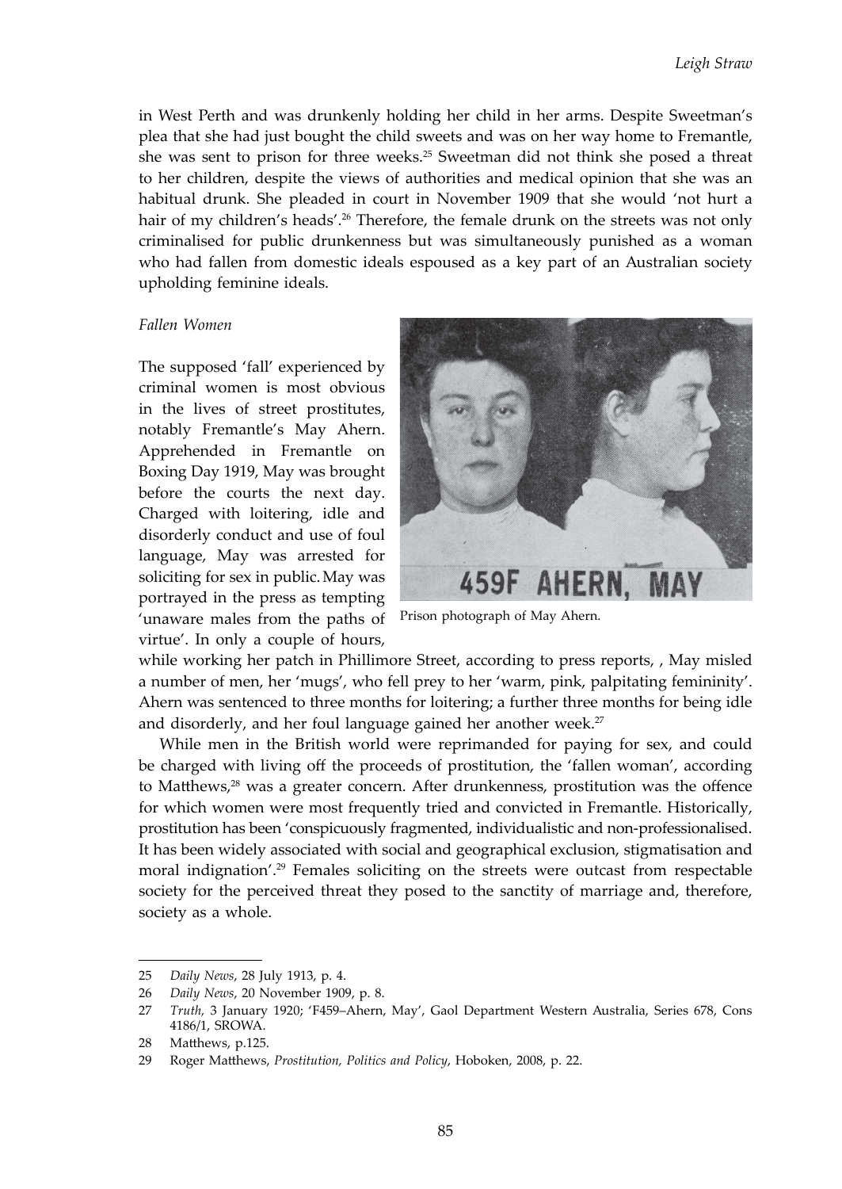in West Perth and was drunkenly holding her child in her arms. Despite Sweetman's plea that she had just bought the child sweets and was on her way home to Fremantle, she was sent to prison for three weeks.[25] Sweetman did not think she posed a threat to her children, despite the views of authorities and medical opinion that she was an habitual drunk. She pleaded in court in November 1909 that she would 'not hurt a hair of my children's heads'.[26] Therefore, the female drunk on the streets was not only criminalised for public drunkenness but was simultaneously punished as a woman who had fallen from domestic ideals espoused as a key part of an Australian society upholding feminine ideals.

*Fallen Women*

The supposed 'fall' experienced by criminal women is most obvious in the lives of street prostitutes, notably Fremantle's May Ahern. Apprehended in Fremantle on Boxing Day 1919, May was brought before the courts the next day. Charged with loitering, idle and disorderly conduct and use of foul language, May was arrested for soliciting for sex in public. May was portrayed in the press as tempting 'unaware males from the paths of virtue'. In only a couple of hours, while working her patch in Phillimore Street, according to press reports, , May misled a number of men, her 'mugs', who fell prey to her 'warm, pink, palpitating femininity'. Ahern was sentenced to three months for loitering; a further three months for being idle and disorderly, and her foul language gained her another week.[27]

Prison photograph of May Ahern.

While men in the British world were reprimanded for paying for sex, and could be charged with living off the proceeds of prostitution, the 'fallen woman', according to Matthews,[28] was a greater concern. After drunkenness, prostitution was the offence for which women were most frequently tried and convicted in Fremantle. Historically, prostitution has been 'conspicuously fragmented, individualistic and non-professionalised. It has been widely associated with social and geographical exclusion, stigmatisation and moral indignation'.[29] Females soliciting on the streets were outcast from respectable society for the perceived threat they posed to the sanctity of marriage and, therefore, society as a whole.

---

25 *Daily News*, 28 July 1913, p. 4.

26 *Daily News*, 20 November 1909, p. 8.

27 *Truth*, 3 January 1920; 'F459–Ahern, May', Gaol Department Western Australia, Series 678, Cons 4186/1, SROWA.

28 Matthews, p.125.

29 Roger Matthews, *Prostitution, Politics and Policy*, Hoboken, 2008, p. 22.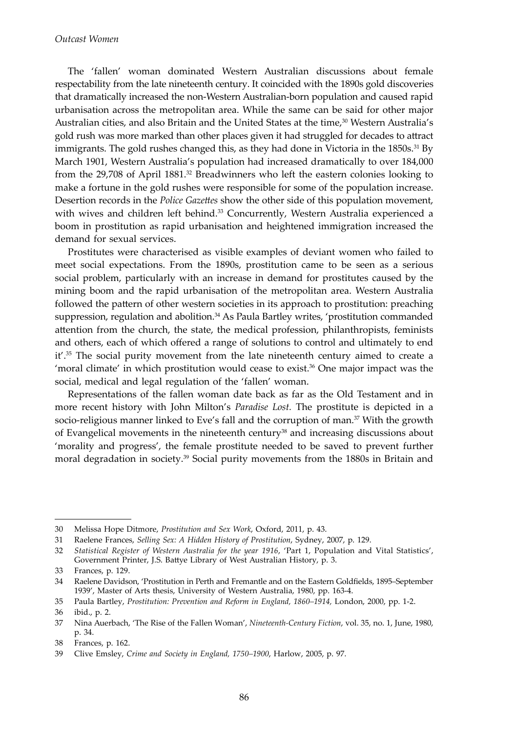The 'fallen' woman dominated Western Australian discussions about female respectability from the late nineteenth century. It coincided with the 1890s gold discoveries that dramatically increased the non-Western Australian-born population and caused rapid urbanisation across the metropolitan area. While the same can be said for other major Australian cities, and also Britain and the United States at the time,[30] Western Australia's gold rush was more marked than other places given it had struggled for decades to attract immigrants. The gold rushes changed this, as they had done in Victoria in the 1850s.[31] By March 1901, Western Australia's population had increased dramatically to over 184,000 from the 29,708 of April 1881.[32] Breadwinners who left the eastern colonies looking to make a fortune in the gold rushes were responsible for some of the population increase. Desertion records in the *Police Gazettes* show the other side of this population movement, with wives and children left behind.[33] Concurrently, Western Australia experienced a boom in prostitution as rapid urbanisation and heightened immigration increased the demand for sexual services.

Prostitutes were characterised as visible examples of deviant women who failed to meet social expectations. From the 1890s, prostitution came to be seen as a serious social problem, particularly with an increase in demand for prostitutes caused by the mining boom and the rapid urbanisation of the metropolitan area. Western Australia followed the pattern of other western societies in its approach to prostitution: preaching suppression, regulation and abolition.[34] As Paula Bartley writes, 'prostitution commanded attention from the church, the state, the medical profession, philanthropists, feminists and others, each of which offered a range of solutions to control and ultimately to end it'.[35] The social purity movement from the late nineteenth century aimed to create a 'moral climate' in which prostitution would cease to exist.[36] One major impact was the social, medical and legal regulation of the 'fallen' woman.

Representations of the fallen woman date back as far as the Old Testament and in more recent history with John Milton's *Paradise Lost*. The prostitute is depicted in a socio-religious manner linked to Eve's fall and the corruption of man.[37] With the growth of Evangelical movements in the nineteenth century[38] and increasing discussions about 'morality and progress', the female prostitute needed to be saved to prevent further moral degradation in society.[39] Social purity movements from the 1880s in Britain and

---

30 Melissa Hope Ditmore, *Prostitution and Sex Work*, Oxford, 2011, p. 43.

31 Raelene Frances, *Selling Sex: A Hidden History of Prostitution*, Sydney, 2007, p. 129.

32 *Statistical Register of Western Australia for the year 1916*, 'Part 1, Population and Vital Statistics', Government Printer, J.S. Battye Library of West Australian History, p. 3.

33 Frances, p. 129.

34 Raelene Davidson, 'Prostitution in Perth and Fremantle and on the Eastern Goldfields, 1895–September 1939', Master of Arts thesis, University of Western Australia, 1980, pp. 163-4.

35 Paula Bartley, *Prostitution: Prevention and Reform in England, 1860–1914,* London, 2000, pp. 1-2.

36 ibid., p. 2.

37 Nina Auerbach, 'The Rise of the Fallen Woman', *Nineteenth-Century Fiction*, vol. 35, no. 1, June, 1980, p. 34.

38 Frances, p. 162.

39 Clive Emsley, *Crime and Society in England, 1750–1900*, Harlow, 2005, p. 97.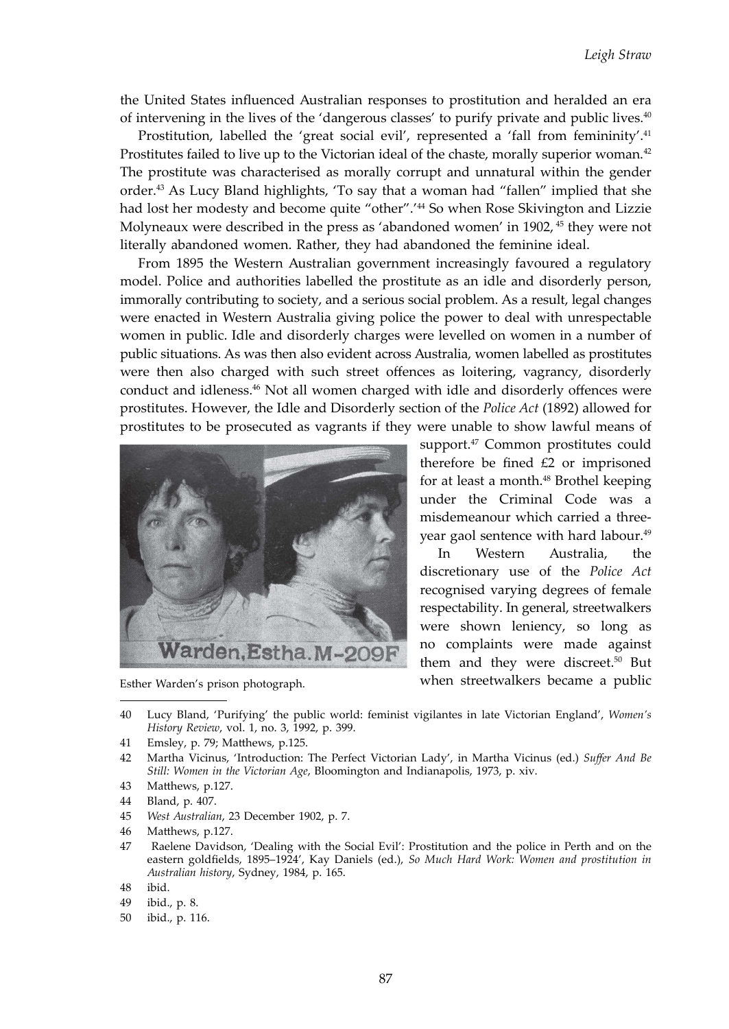the United States influenced Australian responses to prostitution and heralded an era of intervening in the lives of the 'dangerous classes' to purify private and public lives.[40]

Prostitution, labelled the 'great social evil', represented a 'fall from femininity'.[41] Prostitutes failed to live up to the Victorian ideal of the chaste, morally superior woman.[42] The prostitute was characterised as morally corrupt and unnatural within the gender order.[43] As Lucy Bland highlights, 'To say that a woman had "fallen" implied that she had lost her modesty and become quite "other".'[44] So when Rose Skivington and Lizzie Molyneaux were described in the press as 'abandoned women' in 1902, [45] they were not literally abandoned women. Rather, they had abandoned the feminine ideal.

From 1895 the Western Australian government increasingly favoured a regulatory model. Police and authorities labelled the prostitute as an idle and disorderly person, immorally contributing to society, and a serious social problem. As a result, legal changes were enacted in Western Australia giving police the power to deal with unrespectable women in public. Idle and disorderly charges were levelled on women in a number of public situations. As was then also evident across Australia, women labelled as prostitutes were then also charged with such street offences as loitering, vagrancy, disorderly conduct and idleness.[46] Not all women charged with idle and disorderly offences were prostitutes. However, the Idle and Disorderly section of the *Police Act* (1892) allowed for prostitutes to be prosecuted as vagrants if they were unable to show lawful means of support.[47] Common prostitutes could therefore be fined £2 or imprisoned for at least a month.[48] Brothel keeping under the Criminal Code was a misdemeanour which carried a three-year gaol sentence with hard labour.[49]

Esther Warden's prison photograph.

In Western Australia, the discretionary use of the *Police Act* recognised varying degrees of female respectability. In general, streetwalkers were shown leniency, so long as no complaints were made against them and they were discreet.[50] But when streetwalkers became a public

---

40 Lucy Bland, 'Purifying' the public world: feminist vigilantes in late Victorian England', *Women's History Review*, vol. 1, no. 3, 1992, p. 399.

41 Emsley, p. 79; Matthews, p.125.

42 Martha Vicinus, 'Introduction: The Perfect Victorian Lady', in Martha Vicinus (ed.) *Suffer And Be Still: Women in the Victorian Age*, Bloomington and Indianapolis, 1973, p. xiv.

43 Matthews, p.127.

44 Bland, p. 407.

45 *West Australian*, 23 December 1902, p. 7.

46 Matthews, p.127.

47 Raelene Davidson, 'Dealing with the Social Evil': Prostitution and the police in Perth and on the eastern goldfields, 1895–1924', Kay Daniels (ed.), *So Much Hard Work: Women and prostitution in Australian history*, Sydney, 1984, p. 165.

48 ibid.

49 ibid., p. 8.

50 ibid., p. 116.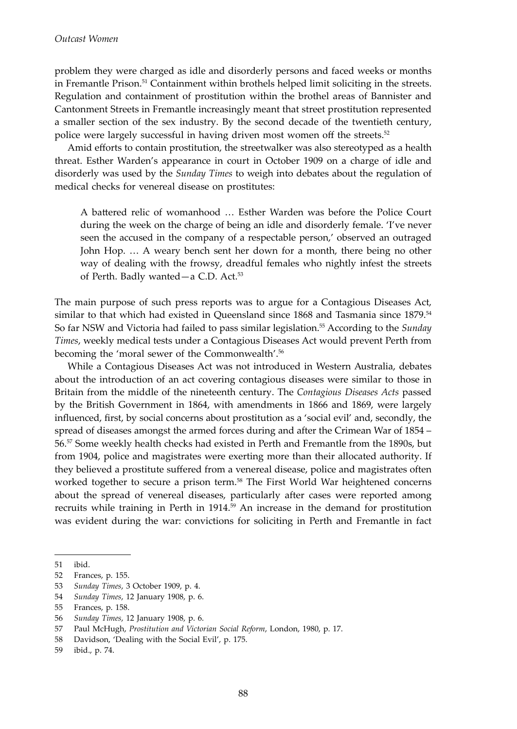problem they were charged as idle and disorderly persons and faced weeks or months in Fremantle Prison.[51] Containment within brothels helped limit soliciting in the streets. Regulation and containment of prostitution within the brothel areas of Bannister and Cantonment Streets in Fremantle increasingly meant that street prostitution represented a smaller section of the sex industry. By the second decade of the twentieth century, police were largely successful in having driven most women off the streets.[52]

Amid efforts to contain prostitution, the streetwalker was also stereotyped as a health threat. Esther Warden's appearance in court in October 1909 on a charge of idle and disorderly was used by the *Sunday Times* to weigh into debates about the regulation of medical checks for venereal disease on prostitutes:

> A battered relic of womanhood … Esther Warden was before the Police Court during the week on the charge of being an idle and disorderly female. 'I've never seen the accused in the company of a respectable person,' observed an outraged John Hop. … A weary bench sent her down for a month, there being no other way of dealing with the frowsy, dreadful females who nightly infest the streets of Perth. Badly wanted—a C.D. Act.[53]

The main purpose of such press reports was to argue for a Contagious Diseases Act, similar to that which had existed in Queensland since 1868 and Tasmania since 1879.[54] So far NSW and Victoria had failed to pass similar legislation.[55] According to the *Sunday Times*, weekly medical tests under a Contagious Diseases Act would prevent Perth from becoming the 'moral sewer of the Commonwealth'.[56]

While a Contagious Diseases Act was not introduced in Western Australia, debates about the introduction of an act covering contagious diseases were similar to those in Britain from the middle of the nineteenth century. The *Contagious Diseases Acts* passed by the British Government in 1864, with amendments in 1866 and 1869, were largely influenced, first, by social concerns about prostitution as a 'social evil' and, secondly, the spread of diseases amongst the armed forces during and after the Crimean War of 1854 – 56.[57] Some weekly health checks had existed in Perth and Fremantle from the 1890s, but from 1904, police and magistrates were exerting more than their allocated authority. If they believed a prostitute suffered from a venereal disease, police and magistrates often worked together to secure a prison term.[58] The First World War heightened concerns about the spread of venereal diseases, particularly after cases were reported among recruits while training in Perth in 1914.[59] An increase in the demand for prostitution was evident during the war: convictions for soliciting in Perth and Fremantle in fact

---

51 ibid.

52 Frances, p. 155.

53 *Sunday Times*, 3 October 1909, p. 4.

54 *Sunday Times*, 12 January 1908, p. 6.

55 Frances, p. 158.

56 *Sunday Times*, 12 January 1908, p. 6.

57 Paul McHugh, *Prostitution and Victorian Social Reform*, London, 1980, p. 17.

58 Davidson, 'Dealing with the Social Evil', p. 175.

59 ibid., p. 74.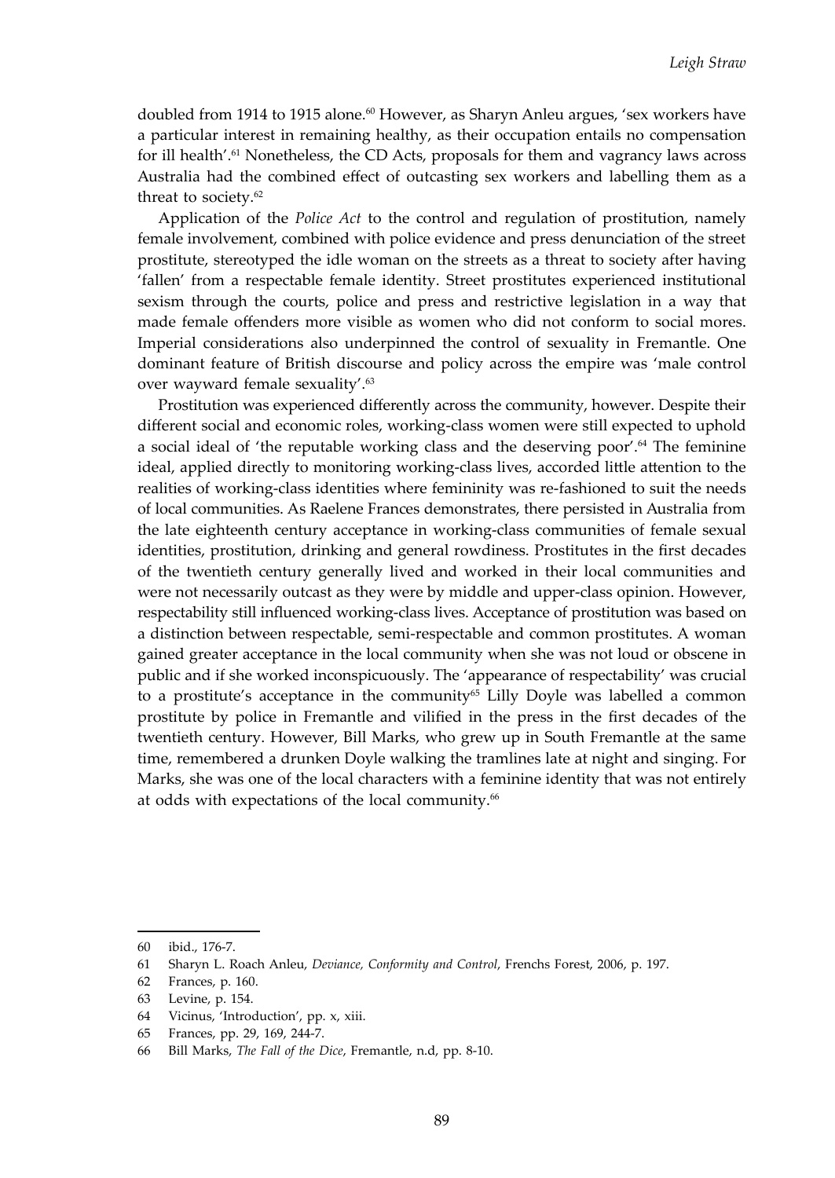doubled from 1914 to 1915 alone.[60] However, as Sharyn Anleu argues, 'sex workers have a particular interest in remaining healthy, as their occupation entails no compensation for ill health'.[61] Nonetheless, the CD Acts, proposals for them and vagrancy laws across Australia had the combined effect of outcasting sex workers and labelling them as a threat to society.[62]

Application of the *Police Act* to the control and regulation of prostitution, namely female involvement, combined with police evidence and press denunciation of the street prostitute, stereotyped the idle woman on the streets as a threat to society after having 'fallen' from a respectable female identity. Street prostitutes experienced institutional sexism through the courts, police and press and restrictive legislation in a way that made female offenders more visible as women who did not conform to social mores. Imperial considerations also underpinned the control of sexuality in Fremantle. One dominant feature of British discourse and policy across the empire was 'male control over wayward female sexuality'.[63]

Prostitution was experienced differently across the community, however. Despite their different social and economic roles, working-class women were still expected to uphold a social ideal of 'the reputable working class and the deserving poor'.[64] The feminine ideal, applied directly to monitoring working-class lives, accorded little attention to the realities of working-class identities where femininity was re-fashioned to suit the needs of local communities. As Raelene Frances demonstrates, there persisted in Australia from the late eighteenth century acceptance in working-class communities of female sexual identities, prostitution, drinking and general rowdiness. Prostitutes in the first decades of the twentieth century generally lived and worked in their local communities and were not necessarily outcast as they were by middle and upper-class opinion. However, respectability still influenced working-class lives. Acceptance of prostitution was based on a distinction between respectable, semi-respectable and common prostitutes. A woman gained greater acceptance in the local community when she was not loud or obscene in public and if she worked inconspicuously. The 'appearance of respectability' was crucial to a prostitute's acceptance in the community[65] Lilly Doyle was labelled a common prostitute by police in Fremantle and vilified in the press in the first decades of the twentieth century. However, Bill Marks, who grew up in South Fremantle at the same time, remembered a drunken Doyle walking the tramlines late at night and singing. For Marks, she was one of the local characters with a feminine identity that was not entirely at odds with expectations of the local community.[66]

---

60 ibid., 176-7.

61 Sharyn L. Roach Anleu, *Deviance, Conformity and Control*, Frenchs Forest, 2006, p. 197.

62 Frances, p. 160.

63 Levine, p. 154.

64 Vicinus, 'Introduction', pp. x, xiii.

65 Frances, pp. 29, 169, 244-7.

66 Bill Marks, *The Fall of the Dice*, Fremantle, n.d, pp. 8-10.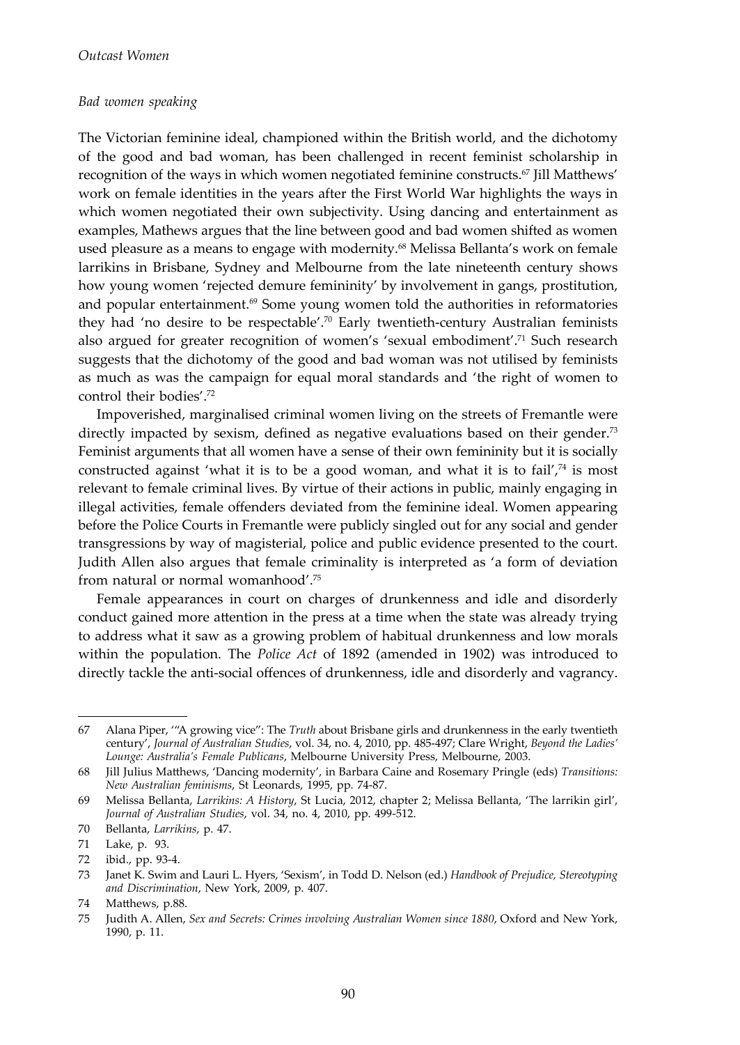### *Bad women speaking*

The Victorian feminine ideal, championed within the British world, and the dichotomy of the good and bad woman, has been challenged in recent feminist scholarship in recognition of the ways in which women negotiated feminine constructs.[67] Jill Matthews' work on female identities in the years after the First World War highlights the ways in which women negotiated their own subjectivity. Using dancing and entertainment as examples, Mathews argues that the line between good and bad women shifted as women used pleasure as a means to engage with modernity.[68] Melissa Bellanta's work on female larrikins in Brisbane, Sydney and Melbourne from the late nineteenth century shows how young women 'rejected demure femininity' by involvement in gangs, prostitution, and popular entertainment.[69] Some young women told the authorities in reformatories they had 'no desire to be respectable'.[70] Early twentieth-century Australian feminists also argued for greater recognition of women's 'sexual embodiment'.[71] Such research suggests that the dichotomy of the good and bad woman was not utilised by feminists as much as was the campaign for equal moral standards and 'the right of women to control their bodies'.[72]

Impoverished, marginalised criminal women living on the streets of Fremantle were directly impacted by sexism, defined as negative evaluations based on their gender.[73] Feminist arguments that all women have a sense of their own femininity but it is socially constructed against 'what it is to be a good woman, and what it is to fail',[74] is most relevant to female criminal lives. By virtue of their actions in public, mainly engaging in illegal activities, female offenders deviated from the feminine ideal. Women appearing before the Police Courts in Fremantle were publicly singled out for any social and gender transgressions by way of magisterial, police and public evidence presented to the court. Judith Allen also argues that female criminality is interpreted as 'a form of deviation from natural or normal womanhood'.[75]

Female appearances in court on charges of drunkenness and idle and disorderly conduct gained more attention in the press at a time when the state was already trying to address what it saw as a growing problem of habitual drunkenness and low morals within the population. The *Police Act* of 1892 (amended in 1902) was introduced to directly tackle the anti-social offences of drunkenness, idle and disorderly and vagrancy.

---

67 Alana Piper, '"A growing vice": The *Truth* about Brisbane girls and drunkenness in the early twentieth century', *Journal of Australian Studies*, vol. 34, no. 4, 2010, pp. 485-497; Clare Wright, *Beyond the Ladies' Lounge: Australia's Female Publicans*, Melbourne University Press, Melbourne, 2003.

68 Jill Julius Matthews, 'Dancing modernity', in Barbara Caine and Rosemary Pringle (eds) *Transitions: New Australian feminisms*, St Leonards, 1995, pp. 74-87.

69 Melissa Bellanta, *Larrikins: A History*, St Lucia, 2012, chapter 2; Melissa Bellanta, 'The larrikin girl', *Journal of Australian Studies*, vol. 34, no. 4, 2010, pp. 499-512.

70 Bellanta, *Larrikins*, p. 47.

71 Lake, p. 93.

72 ibid., pp. 93-4.

73 Janet K. Swim and Lauri L. Hyers, 'Sexism', in Todd D. Nelson (ed.) *Handbook of Prejudice, Stereotyping and Discrimination*, New York, 2009, p. 407.

74 Matthews, p.88.

75 Judith A. Allen, *Sex and Secrets: Crimes involving Australian Women since 1880*, Oxford and New York, 1990, p. 11.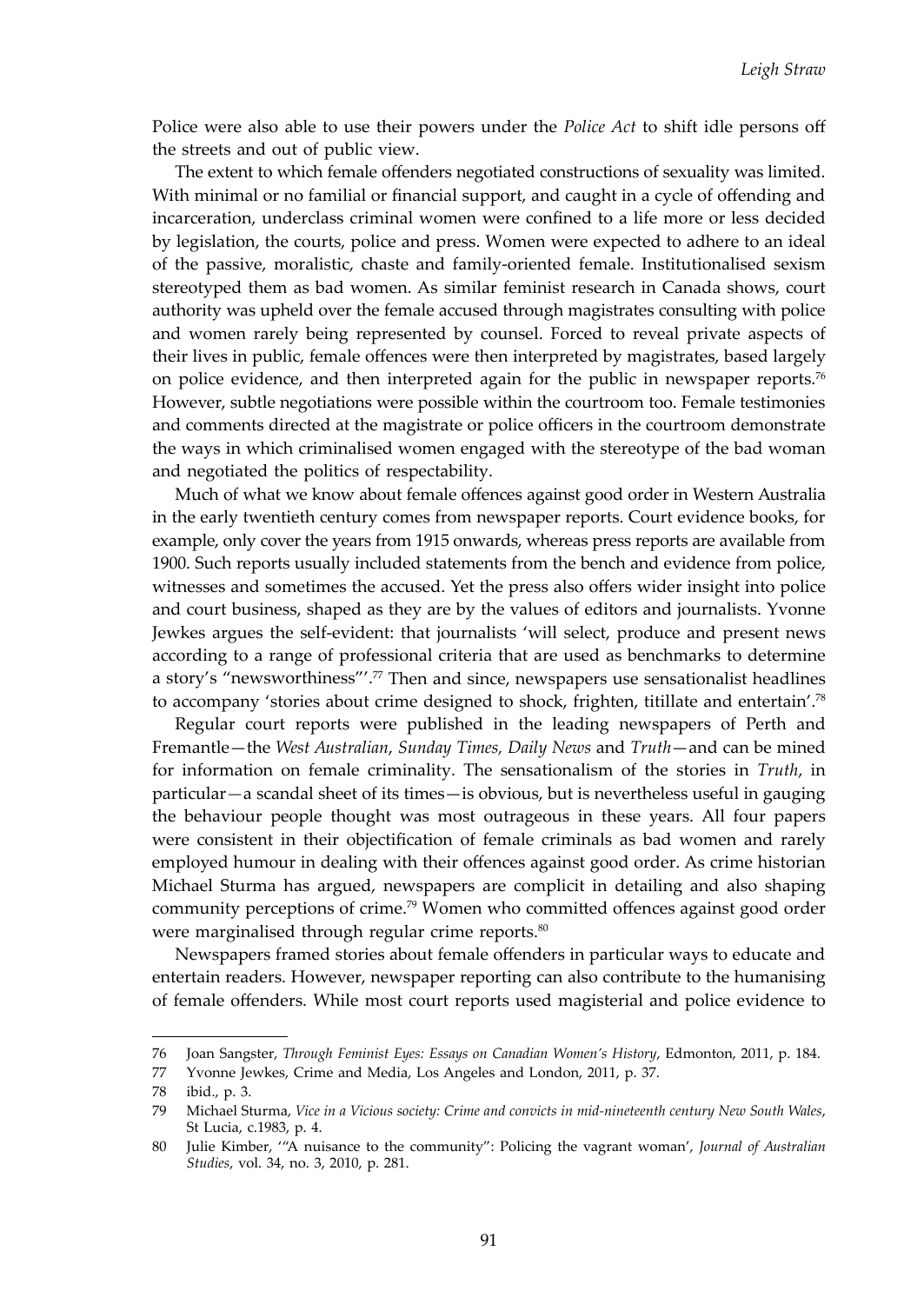Police were also able to use their powers under the *Police Act* to shift idle persons off the streets and out of public view.

The extent to which female offenders negotiated constructions of sexuality was limited. With minimal or no familial or financial support, and caught in a cycle of offending and incarceration, underclass criminal women were confined to a life more or less decided by legislation, the courts, police and press. Women were expected to adhere to an ideal of the passive, moralistic, chaste and family-oriented female. Institutionalised sexism stereotyped them as bad women. As similar feminist research in Canada shows, court authority was upheld over the female accused through magistrates consulting with police and women rarely being represented by counsel. Forced to reveal private aspects of their lives in public, female offences were then interpreted by magistrates, based largely on police evidence, and then interpreted again for the public in newspaper reports.[76] However, subtle negotiations were possible within the courtroom too. Female testimonies and comments directed at the magistrate or police officers in the courtroom demonstrate the ways in which criminalised women engaged with the stereotype of the bad woman and negotiated the politics of respectability.

Much of what we know about female offences against good order in Western Australia in the early twentieth century comes from newspaper reports. Court evidence books, for example, only cover the years from 1915 onwards, whereas press reports are available from 1900. Such reports usually included statements from the bench and evidence from police, witnesses and sometimes the accused. Yet the press also offers wider insight into police and court business, shaped as they are by the values of editors and journalists. Yvonne Jewkes argues the self-evident: that journalists 'will select, produce and present news according to a range of professional criteria that are used as benchmarks to determine a story's "newsworthiness"'.[77] Then and since, newspapers use sensationalist headlines to accompany 'stories about crime designed to shock, frighten, titillate and entertain'.[78]

Regular court reports were published in the leading newspapers of Perth and Fremantle—the *West Australian*, *Sunday Times, Daily News* and *Truth*—and can be mined for information on female criminality. The sensationalism of the stories in *Truth*, in particular—a scandal sheet of its times—is obvious, but is nevertheless useful in gauging the behaviour people thought was most outrageous in these years. All four papers were consistent in their objectification of female criminals as bad women and rarely employed humour in dealing with their offences against good order. As crime historian Michael Sturma has argued, newspapers are complicit in detailing and also shaping community perceptions of crime.[79] Women who committed offences against good order were marginalised through regular crime reports.[80]

Newspapers framed stories about female offenders in particular ways to educate and entertain readers. However, newspaper reporting can also contribute to the humanising of female offenders. While most court reports used magisterial and police evidence to

---

76 Joan Sangster, *Through Feminist Eyes: Essays on Canadian Women's History*, Edmonton, 2011, p. 184.

77 Yvonne Jewkes, Crime and Media, Los Angeles and London, 2011, p. 37.

78 ibid., p. 3.

79 Michael Sturma, *Vice in a Vicious society: Crime and convicts in mid-nineteenth century New South Wales*, St Lucia, c.1983, p. 4.

80 Julie Kimber, '"A nuisance to the community": Policing the vagrant woman', *Journal of Australian Studies*, vol. 34, no. 3, 2010, p. 281.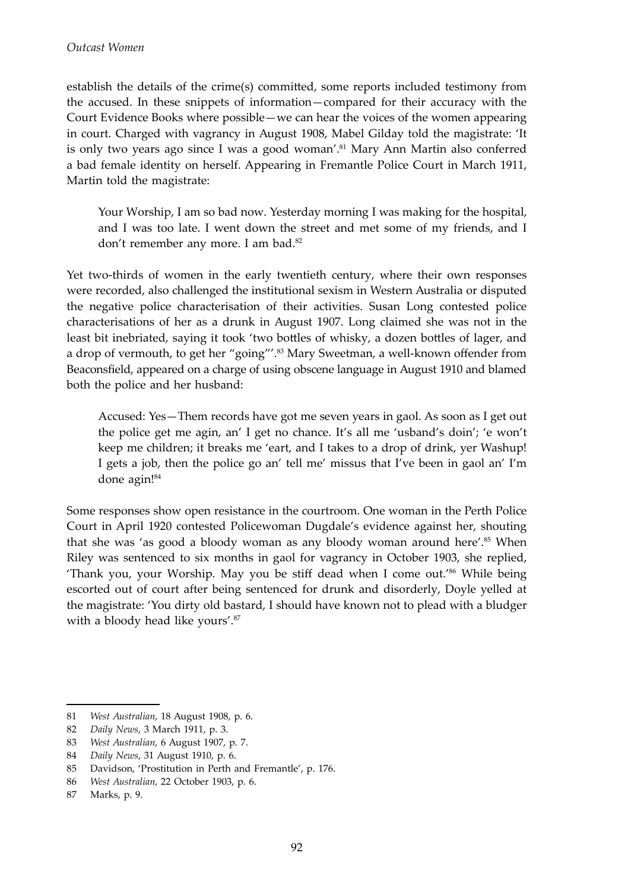establish the details of the crime(s) committed, some reports included testimony from the accused. In these snippets of information—compared for their accuracy with the Court Evidence Books where possible—we can hear the voices of the women appearing in court. Charged with vagrancy in August 1908, Mabel Gilday told the magistrate: 'It is only two years ago since I was a good woman'.[81] Mary Ann Martin also conferred a bad female identity on herself. Appearing in Fremantle Police Court in March 1911, Martin told the magistrate:

> Your Worship, I am so bad now. Yesterday morning I was making for the hospital, and I was too late. I went down the street and met some of my friends, and I don't remember any more. I am bad.[82]

Yet two-thirds of women in the early twentieth century, where their own responses were recorded, also challenged the institutional sexism in Western Australia or disputed the negative police characterisation of their activities. Susan Long contested police characterisations of her as a drunk in August 1907. Long claimed she was not in the least bit inebriated, saying it took 'two bottles of whisky, a dozen bottles of lager, and a drop of vermouth, to get her "going"'.[83] Mary Sweetman, a well-known offender from Beaconsfield, appeared on a charge of using obscene language in August 1910 and blamed both the police and her husband:

> Accused: Yes—Them records have got me seven years in gaol. As soon as I get out the police get me agin, an' I get no chance. It's all me 'usband's doin'; 'e won't keep me children; it breaks me 'eart, and I takes to a drop of drink, yer Washup! I gets a job, then the police go an' tell me' missus that I've been in gaol an' I'm done agin![84]

Some responses show open resistance in the courtroom. One woman in the Perth Police Court in April 1920 contested Policewoman Dugdale's evidence against her, shouting that she was 'as good a bloody woman as any bloody woman around here'.[85] When Riley was sentenced to six months in gaol for vagrancy in October 1903, she replied, 'Thank you, your Worship. May you be stiff dead when I come out.'[86] While being escorted out of court after being sentenced for drunk and disorderly, Doyle yelled at the magistrate: 'You dirty old bastard, I should have known not to plead with a bludger with a bloody head like yours'.[87]

---

81 *West Australian*, 18 August 1908, p. 6.

82 *Daily News*, 3 March 1911, p. 3.

83 *West Australian*, 6 August 1907, p. 7.

84 *Daily News*, 31 August 1910, p. 6.

85 Davidson, 'Prostitution in Perth and Fremantle', p. 176.

86 *West Australian*, 22 October 1903, p. 6.

87 Marks, p. 9.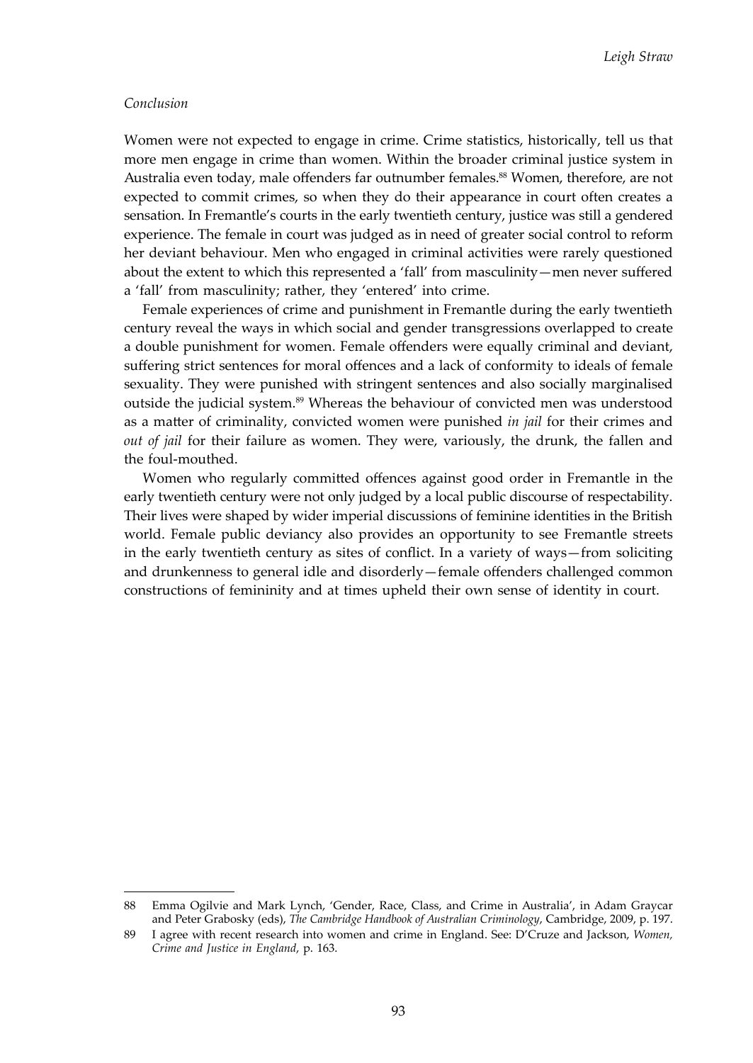*Conclusion*

Women were not expected to engage in crime. Crime statistics, historically, tell us that more men engage in crime than women. Within the broader criminal justice system in Australia even today, male offenders far outnumber females.[88] Women, therefore, are not expected to commit crimes, so when they do their appearance in court often creates a sensation. In Fremantle's courts in the early twentieth century, justice was still a gendered experience. The female in court was judged as in need of greater social control to reform her deviant behaviour. Men who engaged in criminal activities were rarely questioned about the extent to which this represented a 'fall' from masculinity—men never suffered a 'fall' from masculinity; rather, they 'entered' into crime.

Female experiences of crime and punishment in Fremantle during the early twentieth century reveal the ways in which social and gender transgressions overlapped to create a double punishment for women. Female offenders were equally criminal and deviant, suffering strict sentences for moral offences and a lack of conformity to ideals of female sexuality. They were punished with stringent sentences and also socially marginalised outside the judicial system.[89] Whereas the behaviour of convicted men was understood as a matter of criminality, convicted women were punished *in jail* for their crimes and *out of jail* for their failure as women. They were, variously, the drunk, the fallen and the foul-mouthed.

Women who regularly committed offences against good order in Fremantle in the early twentieth century were not only judged by a local public discourse of respectability. Their lives were shaped by wider imperial discussions of feminine identities in the British world. Female public deviancy also provides an opportunity to see Fremantle streets in the early twentieth century as sites of conflict. In a variety of ways—from soliciting and drunkenness to general idle and disorderly—female offenders challenged common constructions of femininity and at times upheld their own sense of identity in court.

---

88 Emma Ogilvie and Mark Lynch, 'Gender, Race, Class, and Crime in Australia', in Adam Graycar and Peter Grabosky (eds), *The Cambridge Handbook of Australian Criminology*, Cambridge, 2009, p. 197.

89 I agree with recent research into women and crime in England. See: D'Cruze and Jackson, *Women, Crime and Justice in England*, p. 163.